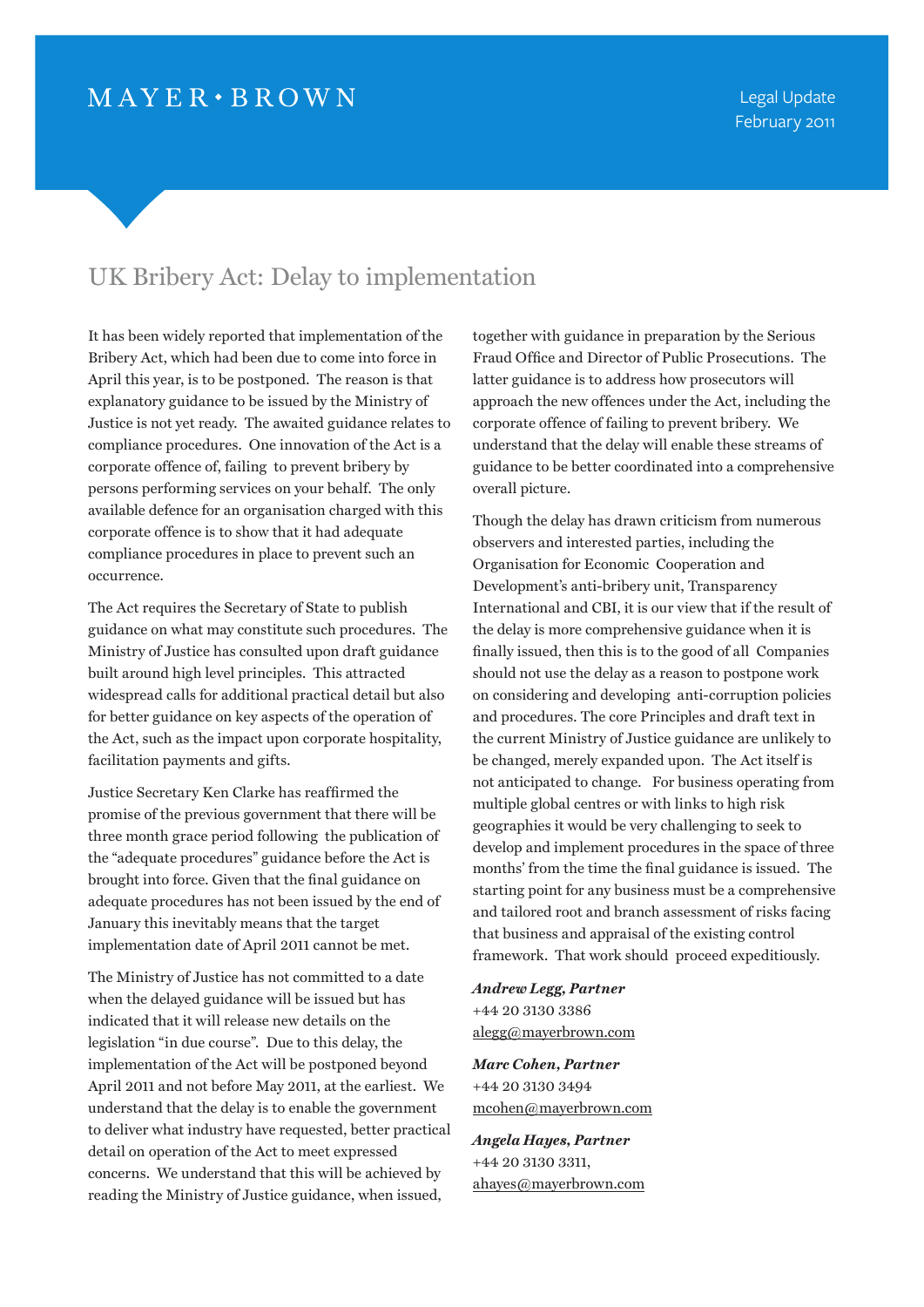MAYER • BROWN

Legal Update
February 2011

# UK Bribery Act: Delay to implementation

It has been widely reported that implementation of the Bribery Act, which had been due to come into force in April this year, is to be postponed. The reason is that explanatory guidance to be issued by the Ministry of Justice is not yet ready. The awaited guidance relates to compliance procedures. One innovation of the Act is a corporate offence of, failing to prevent bribery by persons performing services on your behalf. The only available defence for an organisation charged with this corporate offence is to show that it had adequate compliance procedures in place to prevent such an occurrence.

The Act requires the Secretary of State to publish guidance on what may constitute such procedures. The Ministry of Justice has consulted upon draft guidance built around high level principles. This attracted widespread calls for additional practical detail but also for better guidance on key aspects of the operation of the Act, such as the impact upon corporate hospitality, facilitation payments and gifts.

Justice Secretary Ken Clarke has reaffirmed the promise of the previous government that there will be three month grace period following the publication of the "adequate procedures" guidance before the Act is brought into force. Given that the final guidance on adequate procedures has not been issued by the end of January this inevitably means that the target implementation date of April 2011 cannot be met.

The Ministry of Justice has not committed to a date when the delayed guidance will be issued but has indicated that it will release new details on the legislation "in due course". Due to this delay, the implementation of the Act will be postponed beyond April 2011 and not before May 2011, at the earliest. We understand that the delay is to enable the government to deliver what industry have requested, better practical detail on operation of the Act to meet expressed concerns. We understand that this will be achieved by reading the Ministry of Justice guidance, when issued, together with guidance in preparation by the Serious Fraud Office and Director of Public Prosecutions. The latter guidance is to address how prosecutors will approach the new offences under the Act, including the corporate offence of failing to prevent bribery. We understand that the delay will enable these streams of guidance to be better coordinated into a comprehensive overall picture.

Though the delay has drawn criticism from numerous observers and interested parties, including the Organisation for Economic Cooperation and Development's anti-bribery unit, Transparency International and CBI, it is our view that if the result of the delay is more comprehensive guidance when it is finally issued, then this is to the good of all Companies should not use the delay as a reason to postpone work on considering and developing anti-corruption policies and procedures. The core Principles and draft text in the current Ministry of Justice guidance are unlikely to be changed, merely expanded upon. The Act itself is not anticipated to change. For business operating from multiple global centres or with links to high risk geographies it would be very challenging to seek to develop and implement procedures in the space of three months' from the time the final guidance is issued. The starting point for any business must be a comprehensive and tailored root and branch assessment of risks facing that business and appraisal of the existing control framework. That work should proceed expeditiously.

***Andrew Legg, Partner***
+44 20 3130 3386
alegg@mayerbrown.com

***Marc Cohen, Partner***
+44 20 3130 3494
mcohen@mayerbrown.com

***Angela Hayes, Partner***
+44 20 3130 3311,
ahayes@mayerbrown.com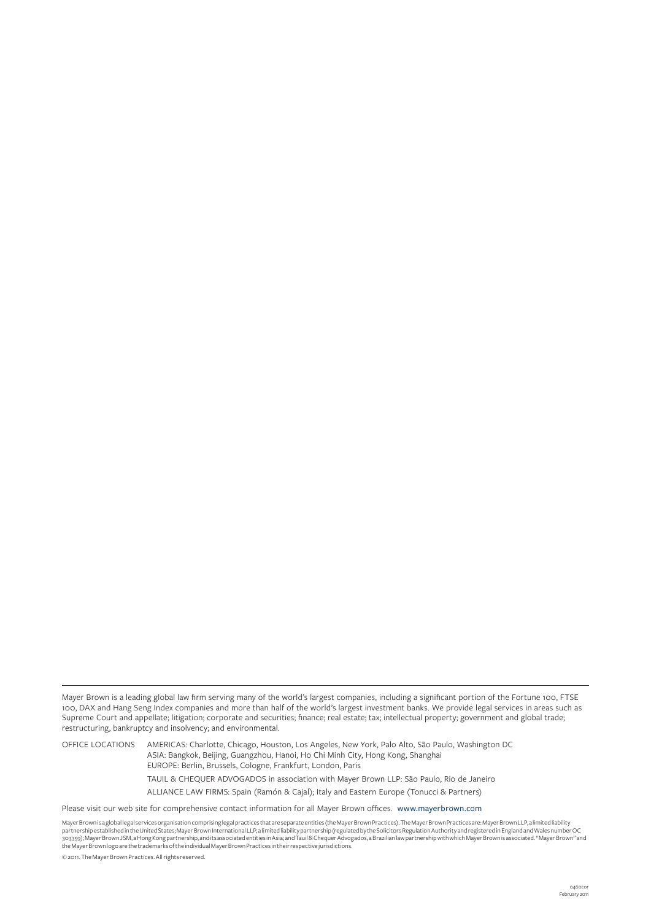Mayer Brown is a leading global law firm serving many of the world's largest companies, including a significant portion of the Fortune 100, FTSE 100, DAX and Hang Seng Index companies and more than half of the world's largest investment banks. We provide legal services in areas such as Supreme Court and appellate; litigation; corporate and securities; finance; real estate; tax; intellectual property; government and global trade; restructuring, bankruptcy and insolvency; and environmental.

OFFICE LOCATIONS AMERICAS: Charlotte, Chicago, Houston, Los Angeles, New York, Palo Alto, São Paulo, Washington DC
ASIA: Bangkok, Beijing, Guangzhou, Hanoi, Ho Chi Minh City, Hong Kong, Shanghai
EUROPE: Berlin, Brussels, Cologne, Frankfurt, London, Paris

TAUIL & CHEQUER ADVOGADOS in association with Mayer Brown LLP: São Paulo, Rio de Janeiro

ALLIANCE LAW FIRMS: Spain (Ramón & Cajal); Italy and Eastern Europe (Tonucci & Partners)

Please visit our web site for comprehensive contact information for all Mayer Brown offices. www.mayerbrown.com

Mayer Brown is a global legal services organisation comprising legal practices that are separate entities (the Mayer Brown Practices). The Mayer Brown Practices are: Mayer Brown LLP, a limited liability partnership established in the United States; Mayer Brown International LLP, a limited liability partnership (regulated by the Solicitors Regulation Authority and registered in England and Wales number OC 303359); Mayer Brown JSM, a Hong Kong partnership, and its associated entities in Asia; and Tauil & Chequer Advogados, a Brazilian law partnership with which Mayer Brown is associated. "Mayer Brown" and the Mayer Brown logo are the trademarks of the individual Mayer Brown Practices in their respective jurisdictions.

© 2011. The Mayer Brown Practices. All rights reserved.

0460cor
February 2011